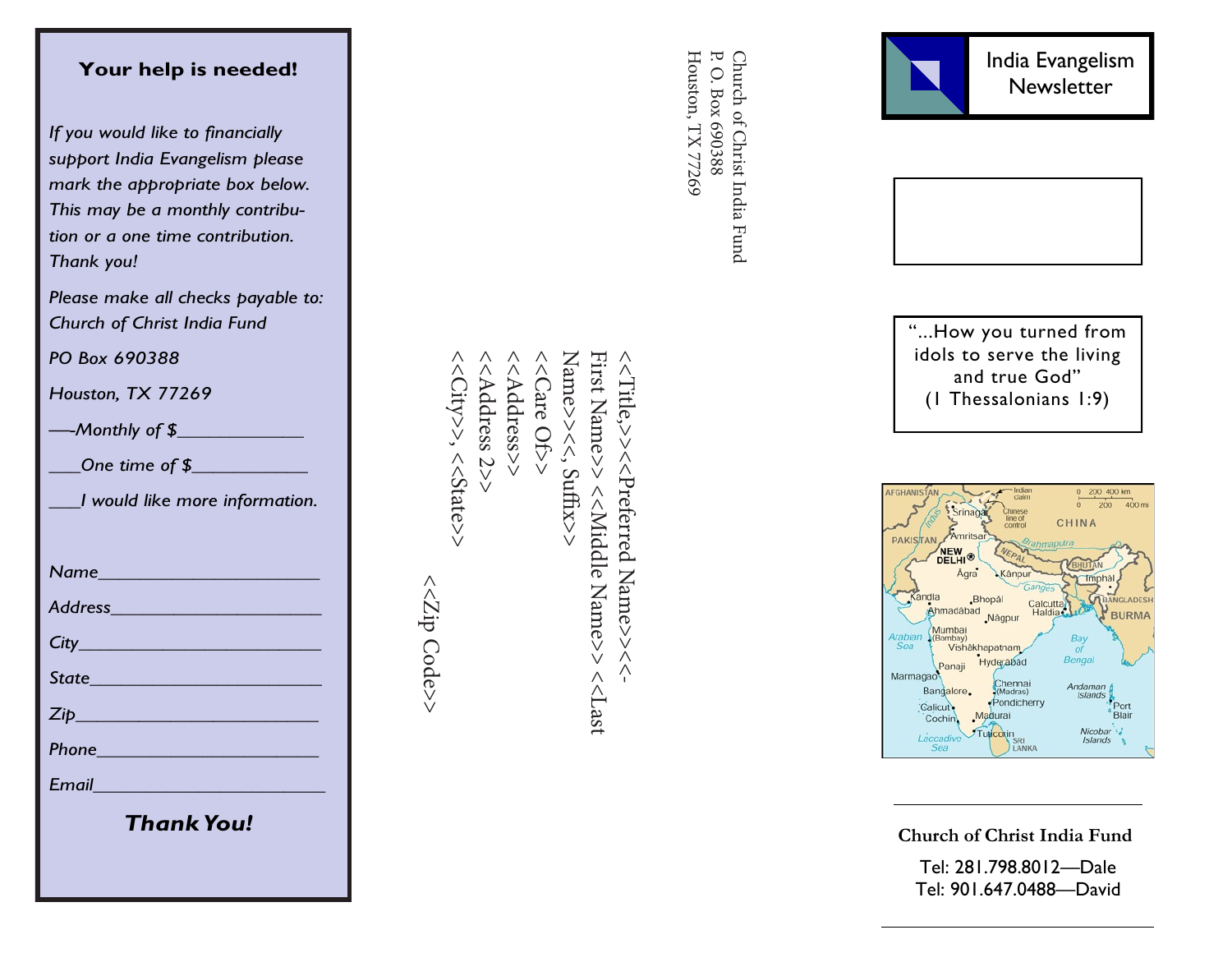## Your help is needed!

*If you would like to financially support India Evangelism please mark the appropriate box below. This may be a monthly contribution or a one time contribution. Thank you!*

*Please make all checks payable to: Church of Christ India Fund*

*PO Box 690388*

*Houston, TX 77269*

*—Monthly of $_____________*

*___One time of $____________*

*___I would like more information.*

*Name______________________*

*Address_____________________*

*City________________________*

*State_______________________*

*Zip_________________________*

*Phone______________________*

*Email________________________*

***Thank You!***

Church of Christ India Fund
P. O. Box 690388
Houston, TX 77269

<<Title,>><<Preferred Name>><<-First Name>> <<Middle Name>> <<Last Name>><<, Suffix>>
<<Care Of>>
<<Address>>
<<Address 2>>
<<City>>, <<State>> <<Zip Code>>

# India Evangelism Newsletter

"...How you turned from idols to serve the living and true God"
(1 Thessalonians 1:9)

AFGHANISTAN, PAKISTAN, CHINA, NEPAL, BHUTAN, BANGLADESH, BURMA, SRI LANKA, Srinagar, Amritsar, NEW DELHI, Āgra, Kānpur, Imphāl, Kandla, Ahmadābād, Bhopāl, Nāgpur, Calcutta, Haldia, Mumbai (Bombay), Vishākhapatnam, Hyderābād, Panaji, Marmagao, Bangalore, Chennai (Madras), Pondicherry, Calicut, Cochin, Madurai, Tuticorin, Port Blair, Arabian Sea, Bay of Bengal, Laccadive Sea, Andaman Islands, Nicobar Islands, Indus, Ganges, Brahmaputra, Indian claim, Chinese line of control, 0 200 400 km, 0 200 400 mi

**Church of Christ India Fund**

Tel: 281.798.8012—Dale
Tel: 901.647.0488—David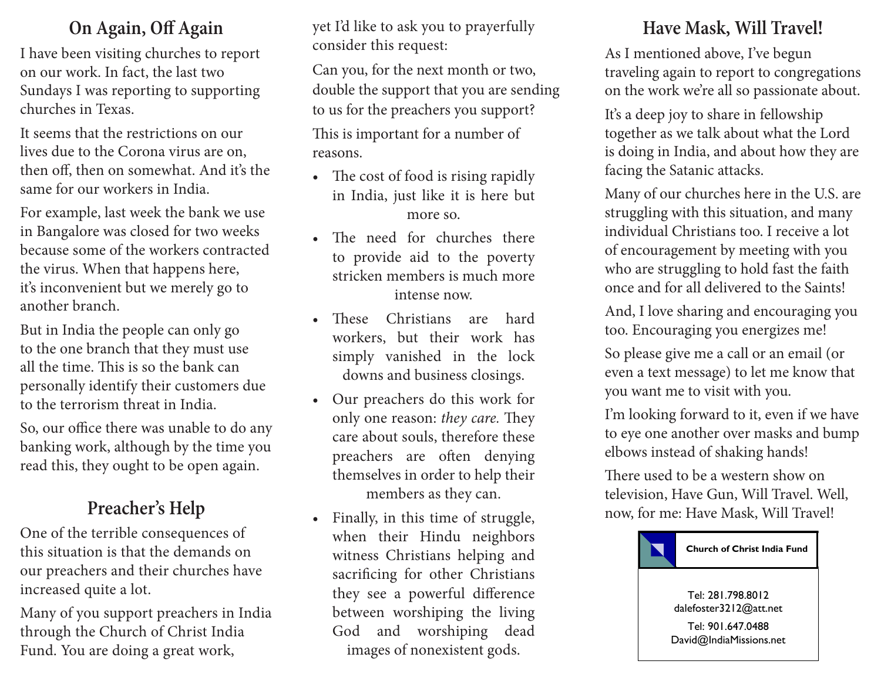## On Again, Off Again

I have been visiting churches to report on our work. In fact, the last two Sundays I was reporting to supporting churches in Texas.

It seems that the restrictions on our lives due to the Corona virus are on, then off, then on somewhat. And it's the same for our workers in India.

For example, last week the bank we use in Bangalore was closed for two weeks because some of the workers contracted the virus. When that happens here, it's inconvenient but we merely go to another branch.

But in India the people can only go to the one branch that they must use all the time. This is so the bank can personally identify their customers due to the terrorism threat in India.

So, our office there was unable to do any banking work, although by the time you read this, they ought to be open again.

## Preacher's Help

One of the terrible consequences of this situation is that the demands on our preachers and their churches have increased quite a lot.

Many of you support preachers in India through the Church of Christ India Fund. You are doing a great work, yet I'd like to ask you to prayerfully consider this request:

Can you, for the next month or two, double the support that you are sending to us for the preachers you support?

This is important for a number of reasons.

- The cost of food is rising rapidly in India, just like it is here but more so.
- The need for churches there to provide aid to the poverty stricken members is much more intense now.
- These Christians are hard workers, but their work has simply vanished in the lock downs and business closings.
- Our preachers do this work for only one reason: *they care.* They care about souls, therefore these preachers are often denying themselves in order to help their members as they can.
- Finally, in this time of struggle, when their Hindu neighbors witness Christians helping and sacrificing for other Christians they see a powerful difference between worshiping the living God and worshiping dead images of nonexistent gods.

## Have Mask, Will Travel!

As I mentioned above, I've begun traveling again to report to congregations on the work we're all so passionate about.

It's a deep joy to share in fellowship together as we talk about what the Lord is doing in India, and about how they are facing the Satanic attacks.

Many of our churches here in the U.S. are struggling with this situation, and many individual Christians too. I receive a lot of encouragement by meeting with you who are struggling to hold fast the faith once and for all delivered to the Saints!

And, I love sharing and encouraging you too. Encouraging you energizes me!

So please give me a call or an email (or even a text message) to let me know that you want me to visit with you.

I'm looking forward to it, even if we have to eye one another over masks and bump elbows instead of shaking hands!

There used to be a western show on television, Have Gun, Will Travel. Well, now, for me: Have Mask, Will Travel!

**Church of Christ India Fund**

Tel: 281.798.8012
dalefoster3212@att.net

Tel: 901.647.0488
David@IndiaMissions.net